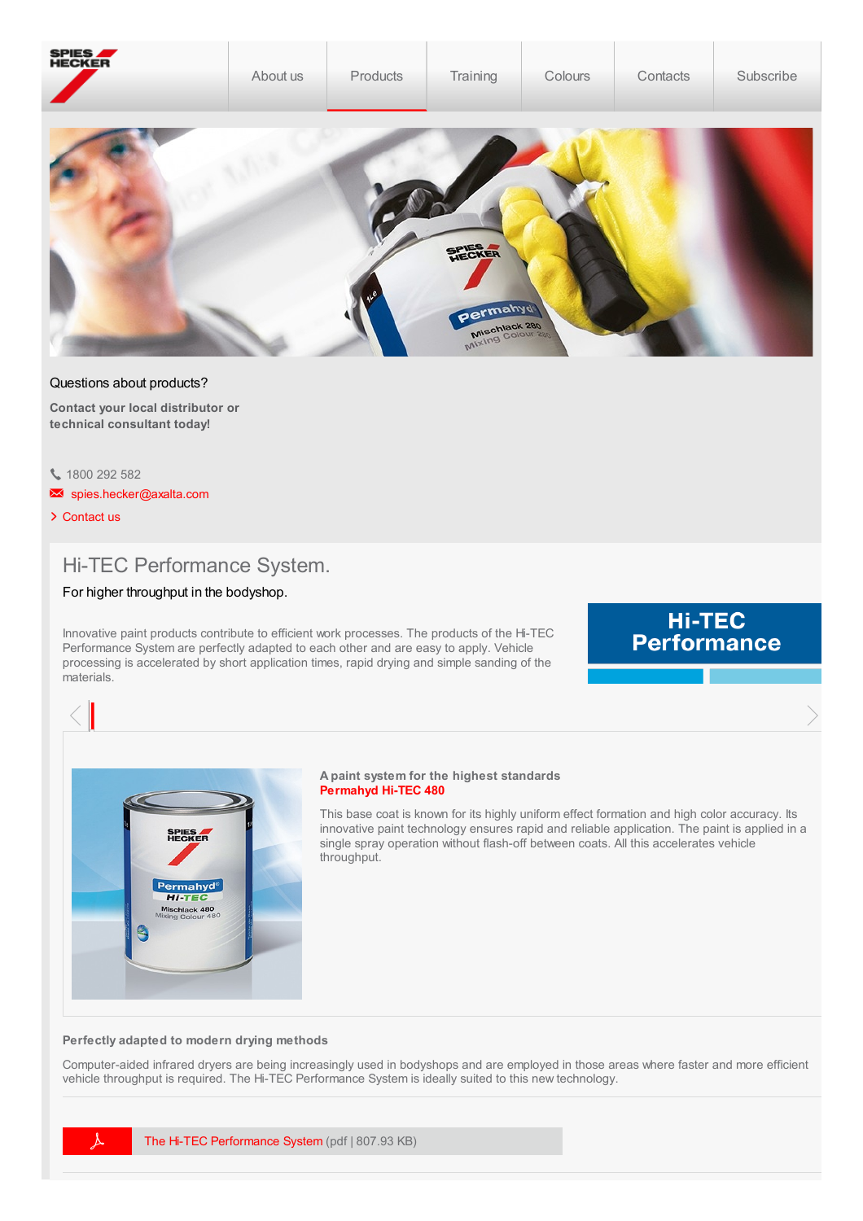About us | Products | Training | Colours | Contacts | Subscribe

Questions about products?

**Contact your local distributor or technical consultant today!**

1800 292 582

spies.hecker@axalta.com

Contact us

# Hi-TEC Performance System.

For higher throughput in the bodyshop.

Innovative paint products contribute to efficient work processes. The products of the Hi-TEC Performance System are perfectly adapted to each other and are easy to apply. Vehicle processing is accelerated by short application times, rapid drying and simple sanding of the materials.

**Hi-TEC Performance**

**A paint system for the highest standards**
**Permahyd Hi-TEC 480**

This base coat is known for its highly uniform effect formation and high color accuracy. Its innovative paint technology ensures rapid and reliable application. The paint is applied in a single spray operation without flash-off between coats. All this accelerates vehicle throughput.

**Perfectly adapted to modern drying methods**

Computer-aided infrared dryers are being increasingly used in bodyshops and are employed in those areas where faster and more efficient vehicle throughput is required. The Hi-TEC Performance System is ideally suited to this new technology.

The Hi-TEC Performance System (pdf | 807.93 KB)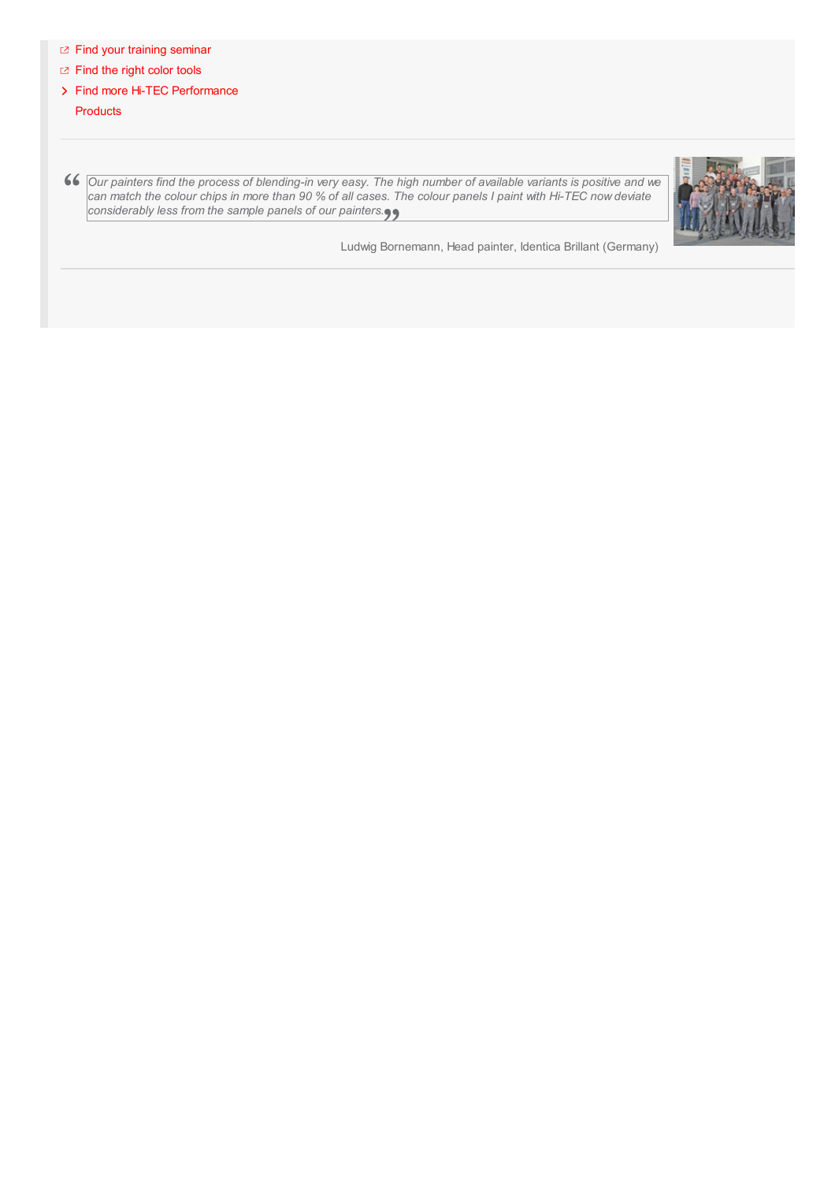- Find your training seminar
- Find the right color tools
- Find more Hi-TEC Performance Products

---

> *Our painters find the process of blending-in very easy. The high number of available variants is positive and we can match the colour chips in more than 90 % of all cases. The colour panels I paint with Hi-TEC now deviate considerably less from the sample panels of our painters.*

Ludwig Bornemann, Head painter, Identica Brillant (Germany)

---